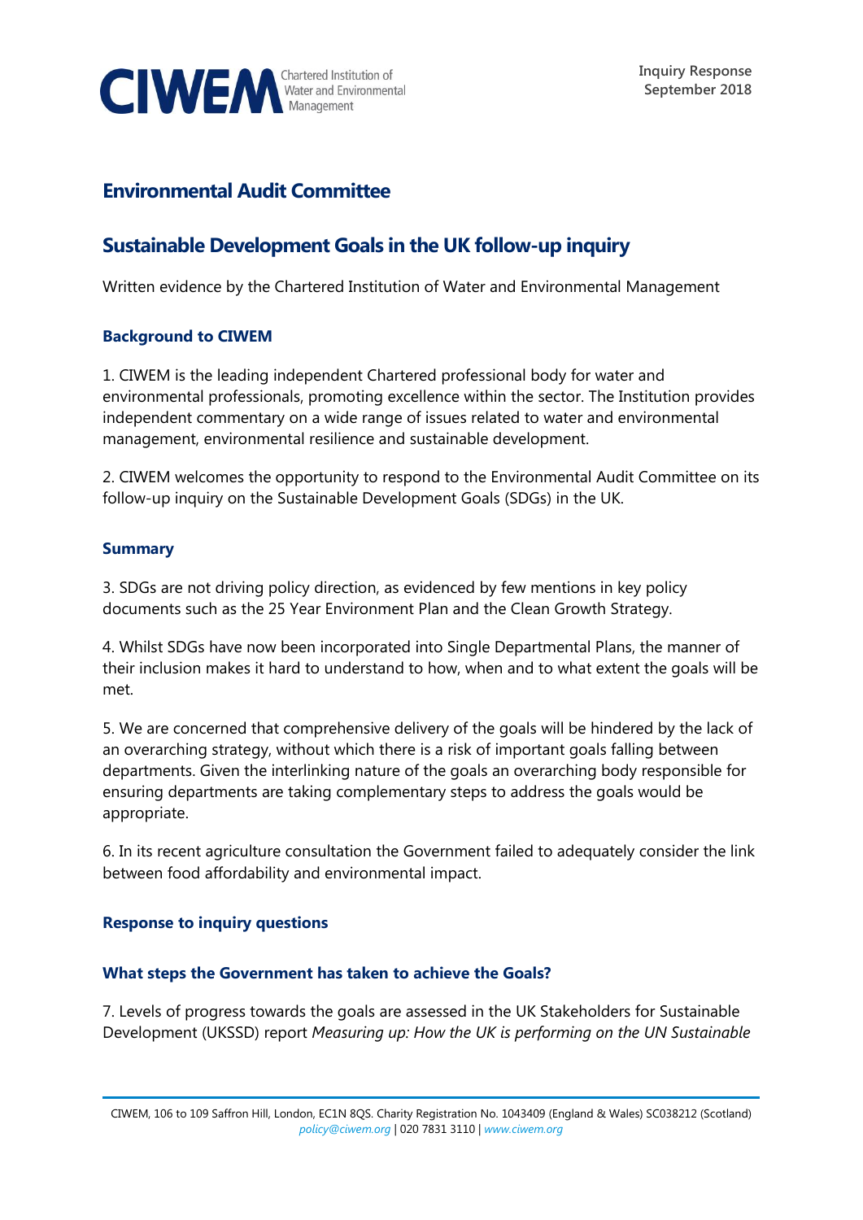CIWEM Chartered Institution of Water and Environmental Management

Inquiry Response
September 2018

# Environmental Audit Committee

## Sustainable Development Goals in the UK follow-up inquiry

Written evidence by the Chartered Institution of Water and Environmental Management

### Background to CIWEM

1. CIWEM is the leading independent Chartered professional body for water and environmental professionals, promoting excellence within the sector. The Institution provides independent commentary on a wide range of issues related to water and environmental management, environmental resilience and sustainable development.

2. CIWEM welcomes the opportunity to respond to the Environmental Audit Committee on its follow-up inquiry on the Sustainable Development Goals (SDGs) in the UK.

### Summary

3. SDGs are not driving policy direction, as evidenced by few mentions in key policy documents such as the 25 Year Environment Plan and the Clean Growth Strategy.

4. Whilst SDGs have now been incorporated into Single Departmental Plans, the manner of their inclusion makes it hard to understand to how, when and to what extent the goals will be met.

5. We are concerned that comprehensive delivery of the goals will be hindered by the lack of an overarching strategy, without which there is a risk of important goals falling between departments. Given the interlinking nature of the goals an overarching body responsible for ensuring departments are taking complementary steps to address the goals would be appropriate.

6. In its recent agriculture consultation the Government failed to adequately consider the link between food affordability and environmental impact.

### Response to inquiry questions

### What steps the Government has taken to achieve the Goals?

7. Levels of progress towards the goals are assessed in the UK Stakeholders for Sustainable Development (UKSSD) report *Measuring up: How the UK is performing on the UN Sustainable*

CIWEM, 106 to 109 Saffron Hill, London, EC1N 8QS. Charity Registration No. 1043409 (England & Wales) SC038212 (Scotland)
policy@ciwem.org | 020 7831 3110 | www.ciwem.org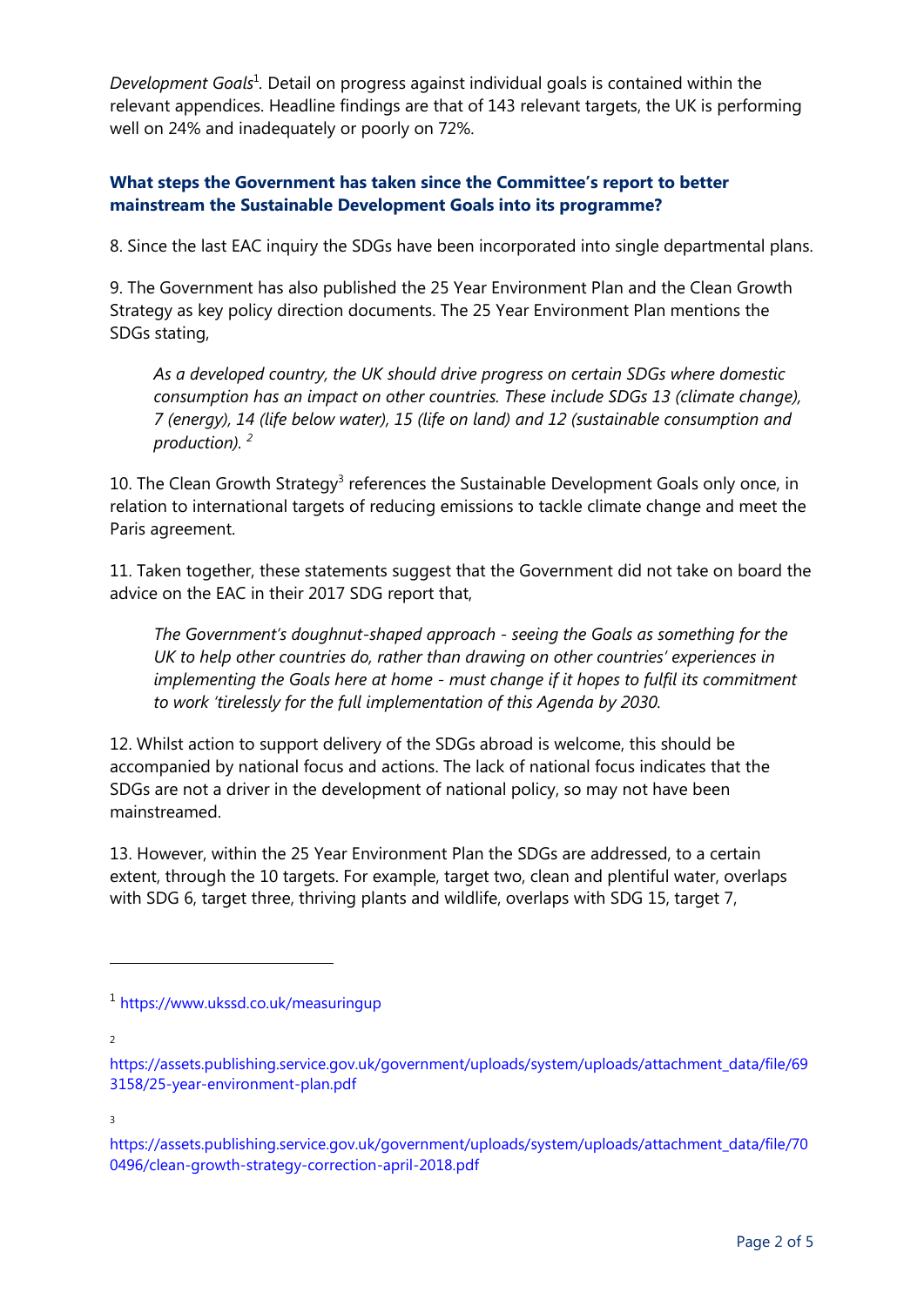*Development Goals*[1]. Detail on progress against individual goals is contained within the relevant appendices. Headline findings are that of 143 relevant targets, the UK is performing well on 24% and inadequately or poorly on 72%.

### What steps the Government has taken since the Committee's report to better mainstream the Sustainable Development Goals into its programme?

8. Since the last EAC inquiry the SDGs have been incorporated into single departmental plans.

9. The Government has also published the 25 Year Environment Plan and the Clean Growth Strategy as key policy direction documents. The 25 Year Environment Plan mentions the SDGs stating,

> *As a developed country, the UK should drive progress on certain SDGs where domestic consumption has an impact on other countries. These include SDGs 13 (climate change), 7 (energy), 14 (life below water), 15 (life on land) and 12 (sustainable consumption and production).* [2]

10. The Clean Growth Strategy[3] references the Sustainable Development Goals only once, in relation to international targets of reducing emissions to tackle climate change and meet the Paris agreement.

11. Taken together, these statements suggest that the Government did not take on board the advice on the EAC in their 2017 SDG report that,

> *The Government's doughnut-shaped approach - seeing the Goals as something for the UK to help other countries do, rather than drawing on other countries' experiences in implementing the Goals here at home - must change if it hopes to fulfil its commitment to work 'tirelessly for the full implementation of this Agenda by 2030.*

12. Whilst action to support delivery of the SDGs abroad is welcome, this should be accompanied by national focus and actions. The lack of national focus indicates that the SDGs are not a driver in the development of national policy, so may not have been mainstreamed.

13. However, within the 25 Year Environment Plan the SDGs are addressed, to a certain extent, through the 10 targets. For example, target two, clean and plentiful water, overlaps with SDG 6, target three, thriving plants and wildlife, overlaps with SDG 15, target 7,

---

[1] https://www.ukssd.co.uk/measuringup

[2] https://assets.publishing.service.gov.uk/government/uploads/system/uploads/attachment_data/file/693158/25-year-environment-plan.pdf

[3] https://assets.publishing.service.gov.uk/government/uploads/system/uploads/attachment_data/file/700496/clean-growth-strategy-correction-april-2018.pdf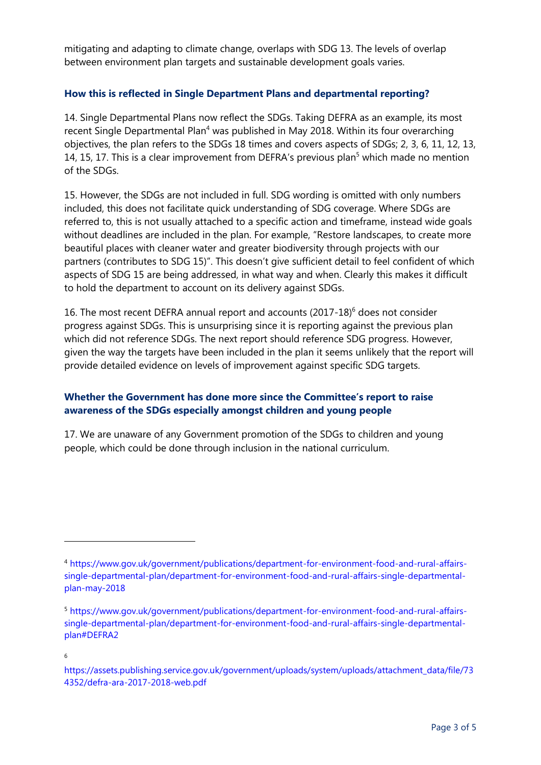mitigating and adapting to climate change, overlaps with SDG 13. The levels of overlap between environment plan targets and sustainable development goals varies.

### How this is reflected in Single Department Plans and departmental reporting?

14. Single Departmental Plans now reflect the SDGs. Taking DEFRA as an example, its most recent Single Departmental Plan[4] was published in May 2018. Within its four overarching objectives, the plan refers to the SDGs 18 times and covers aspects of SDGs; 2, 3, 6, 11, 12, 13, 14, 15, 17. This is a clear improvement from DEFRA's previous plan[5] which made no mention of the SDGs.

15. However, the SDGs are not included in full. SDG wording is omitted with only numbers included, this does not facilitate quick understanding of SDG coverage. Where SDGs are referred to, this is not usually attached to a specific action and timeframe, instead wide goals without deadlines are included in the plan. For example, "Restore landscapes, to create more beautiful places with cleaner water and greater biodiversity through projects with our partners (contributes to SDG 15)". This doesn't give sufficient detail to feel confident of which aspects of SDG 15 are being addressed, in what way and when. Clearly this makes it difficult to hold the department to account on its delivery against SDGs.

16. The most recent DEFRA annual report and accounts (2017-18)[6] does not consider progress against SDGs. This is unsurprising since it is reporting against the previous plan which did not reference SDGs. The next report should reference SDG progress. However, given the way the targets have been included in the plan it seems unlikely that the report will provide detailed evidence on levels of improvement against specific SDG targets.

### Whether the Government has done more since the Committee's report to raise awareness of the SDGs especially amongst children and young people

17. We are unaware of any Government promotion of the SDGs to children and young people, which could be done through inclusion in the national curriculum.

---

[4] https://www.gov.uk/government/publications/department-for-environment-food-and-rural-affairs-single-departmental-plan/department-for-environment-food-and-rural-affairs-single-departmental-plan-may-2018

[5] https://www.gov.uk/government/publications/department-for-environment-food-and-rural-affairs-single-departmental-plan/department-for-environment-food-and-rural-affairs-single-departmental-plan#DEFRA2

[6] https://assets.publishing.service.gov.uk/government/uploads/system/uploads/attachment_data/file/734352/defra-ara-2017-2018-web.pdf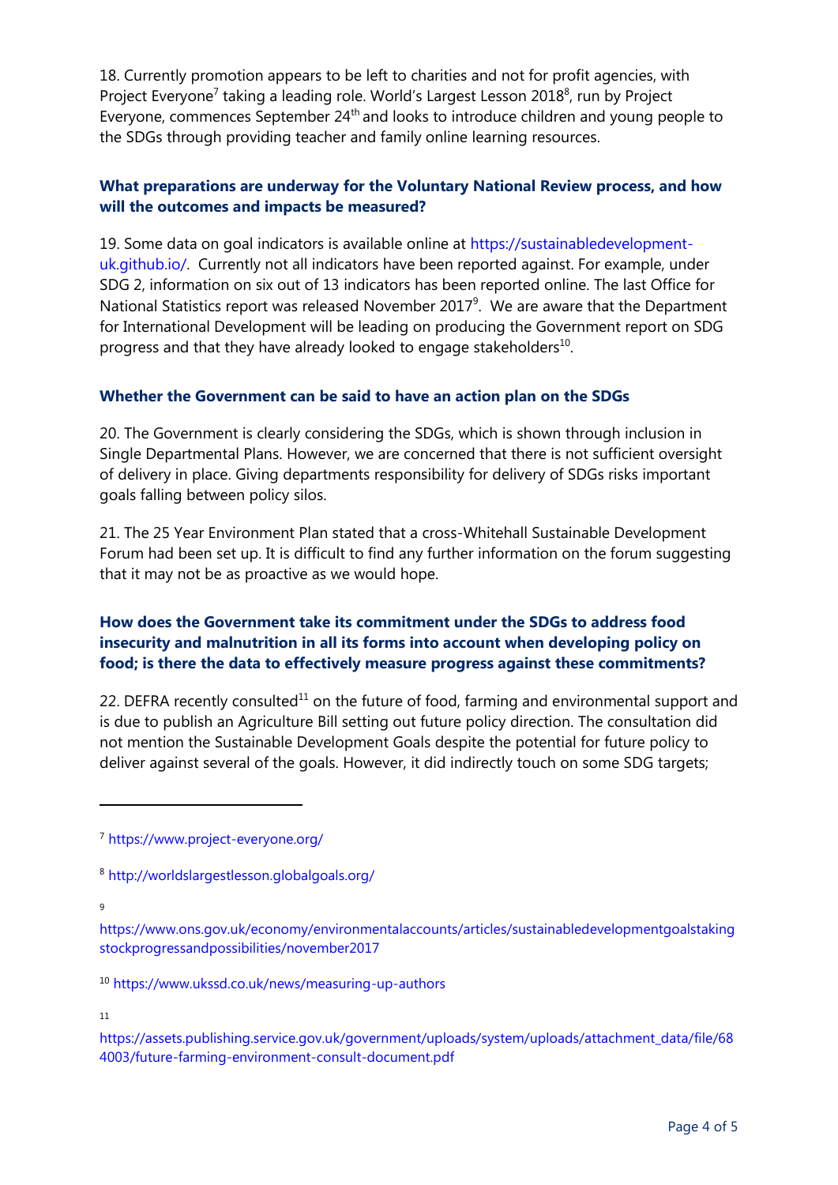18. Currently promotion appears to be left to charities and not for profit agencies, with Project Everyone[7] taking a leading role. World's Largest Lesson 2018[8], run by Project Everyone, commences September 24th and looks to introduce children and young people to the SDGs through providing teacher and family online learning resources.

### What preparations are underway for the Voluntary National Review process, and how will the outcomes and impacts be measured?

19. Some data on goal indicators is available online at https://sustainabledevelopment-uk.github.io/. Currently not all indicators have been reported against. For example, under SDG 2, information on six out of 13 indicators has been reported online. The last Office for National Statistics report was released November 2017[9]. We are aware that the Department for International Development will be leading on producing the Government report on SDG progress and that they have already looked to engage stakeholders[10].

### Whether the Government can be said to have an action plan on the SDGs

20. The Government is clearly considering the SDGs, which is shown through inclusion in Single Departmental Plans. However, we are concerned that there is not sufficient oversight of delivery in place. Giving departments responsibility for delivery of SDGs risks important goals falling between policy silos.

21. The 25 Year Environment Plan stated that a cross-Whitehall Sustainable Development Forum had been set up. It is difficult to find any further information on the forum suggesting that it may not be as proactive as we would hope.

### How does the Government take its commitment under the SDGs to address food insecurity and malnutrition in all its forms into account when developing policy on food; is there the data to effectively measure progress against these commitments?

22. DEFRA recently consulted[11] on the future of food, farming and environmental support and is due to publish an Agriculture Bill setting out future policy direction. The consultation did not mention the Sustainable Development Goals despite the potential for future policy to deliver against several of the goals. However, it did indirectly touch on some SDG targets;

---

[7] https://www.project-everyone.org/

[8] http://worldslargestlesson.globalgoals.org/

[9] https://www.ons.gov.uk/economy/environmentalaccounts/articles/sustainabledevelopmentgoalstakingstockprogressandpossibilities/november2017

[10] https://www.ukssd.co.uk/news/measuring-up-authors

[11] https://assets.publishing.service.gov.uk/government/uploads/system/uploads/attachment_data/file/684003/future-farming-environment-consult-document.pdf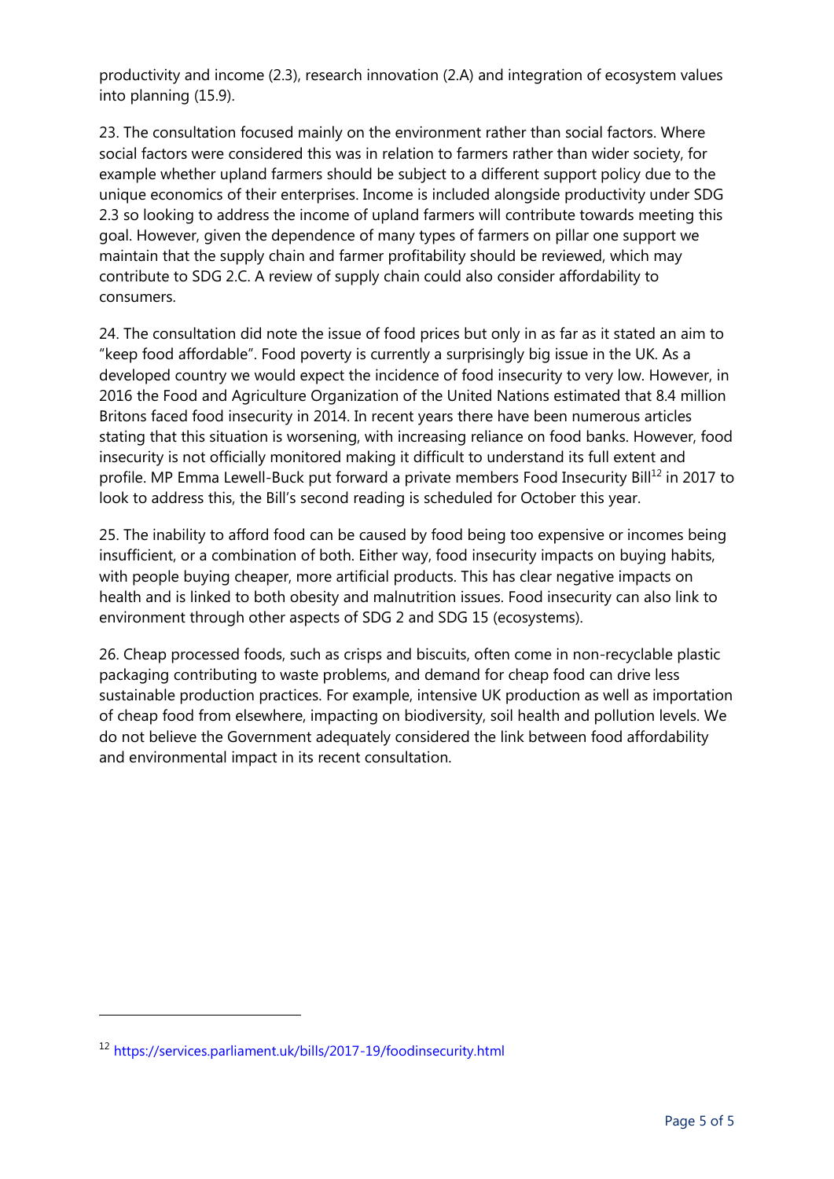productivity and income (2.3), research innovation (2.A) and integration of ecosystem values into planning (15.9).

23. The consultation focused mainly on the environment rather than social factors. Where social factors were considered this was in relation to farmers rather than wider society, for example whether upland farmers should be subject to a different support policy due to the unique economics of their enterprises. Income is included alongside productivity under SDG 2.3 so looking to address the income of upland farmers will contribute towards meeting this goal. However, given the dependence of many types of farmers on pillar one support we maintain that the supply chain and farmer profitability should be reviewed, which may contribute to SDG 2.C. A review of supply chain could also consider affordability to consumers.

24. The consultation did note the issue of food prices but only in as far as it stated an aim to "keep food affordable". Food poverty is currently a surprisingly big issue in the UK. As a developed country we would expect the incidence of food insecurity to very low. However, in 2016 the Food and Agriculture Organization of the United Nations estimated that 8.4 million Britons faced food insecurity in 2014. In recent years there have been numerous articles stating that this situation is worsening, with increasing reliance on food banks. However, food insecurity is not officially monitored making it difficult to understand its full extent and profile. MP Emma Lewell-Buck put forward a private members Food Insecurity Bill[12] in 2017 to look to address this, the Bill's second reading is scheduled for October this year.

25. The inability to afford food can be caused by food being too expensive or incomes being insufficient, or a combination of both. Either way, food insecurity impacts on buying habits, with people buying cheaper, more artificial products. This has clear negative impacts on health and is linked to both obesity and malnutrition issues. Food insecurity can also link to environment through other aspects of SDG 2 and SDG 15 (ecosystems).

26. Cheap processed foods, such as crisps and biscuits, often come in non-recyclable plastic packaging contributing to waste problems, and demand for cheap food can drive less sustainable production practices. For example, intensive UK production as well as importation of cheap food from elsewhere, impacting on biodiversity, soil health and pollution levels. We do not believe the Government adequately considered the link between food affordability and environmental impact in its recent consultation.

[12] https://services.parliament.uk/bills/2017-19/foodinsecurity.html